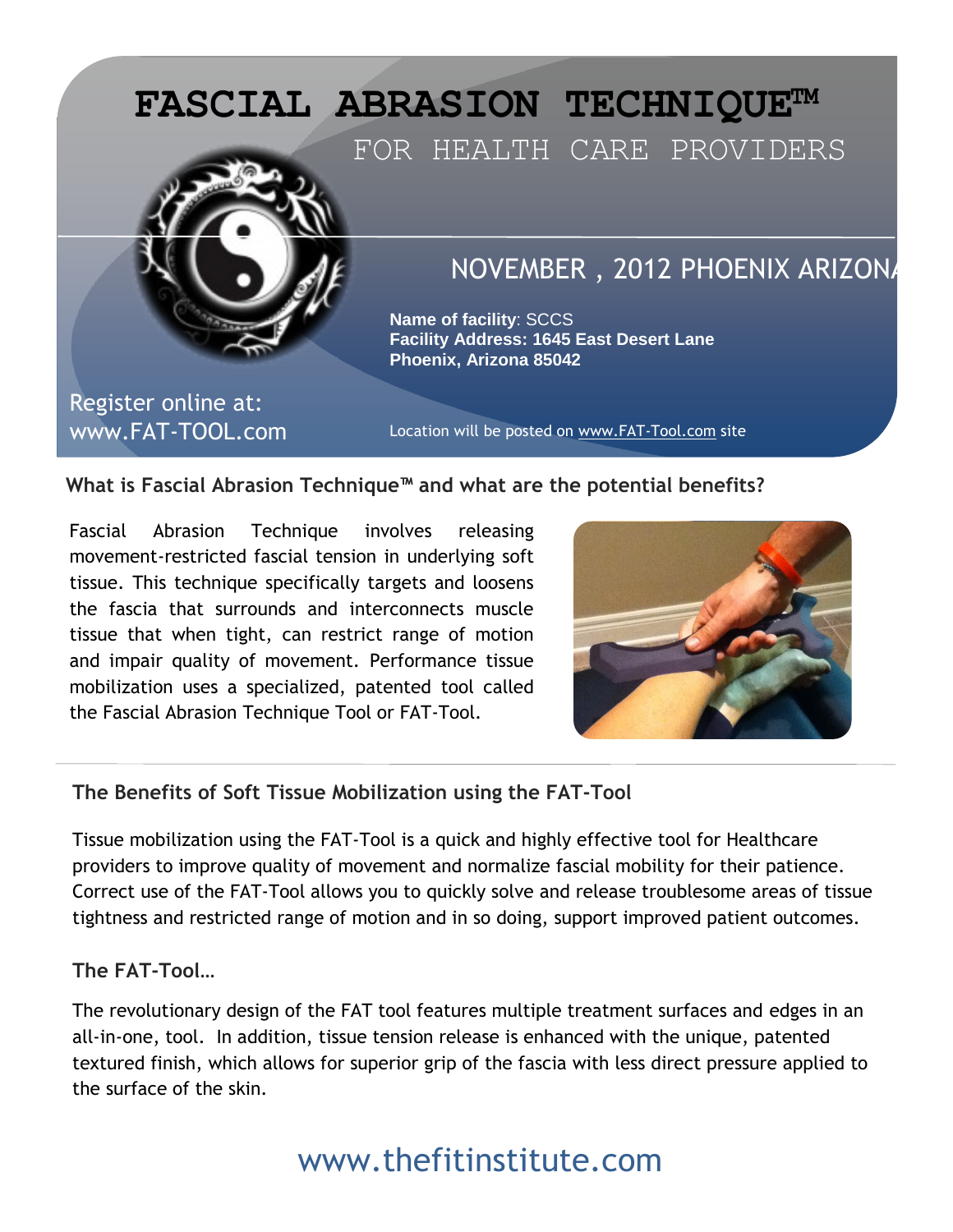# FASCIAL ABRASION TECHNIQUE™

## FOR HEALTH CARE PROVIDERS

### NOVEMBER , 2012 PHOENIX ARIZONA

**Name of facility**: SCCS
**Facility Address: 1645 East Desert Lane**
**Phoenix, Arizona 85042**

Register online at:
www.FAT-TOOL.com

Location will be posted on www.FAT-Tool.com site

### What is Fascial Abrasion Technique™ and what are the potential benefits?

Fascial Abrasion Technique involves releasing movement-restricted fascial tension in underlying soft tissue. This technique specifically targets and loosens the fascia that surrounds and interconnects muscle tissue that when tight, can restrict range of motion and impair quality of movement. Performance tissue mobilization uses a specialized, patented tool called the Fascial Abrasion Technique Tool or FAT-Tool.

### The Benefits of Soft Tissue Mobilization using the FAT-Tool

Tissue mobilization using the FAT-Tool is a quick and highly effective tool for Healthcare providers to improve quality of movement and normalize fascial mobility for their patience. Correct use of the FAT-Tool allows you to quickly solve and release troublesome areas of tissue tightness and restricted range of motion and in so doing, support improved patient outcomes.

### The FAT-Tool…

The revolutionary design of the FAT tool features multiple treatment surfaces and edges in an all-in-one, tool. In addition, tissue tension release is enhanced with the unique, patented textured finish, which allows for superior grip of the fascia with less direct pressure applied to the surface of the skin.

www.thefitinstitute.com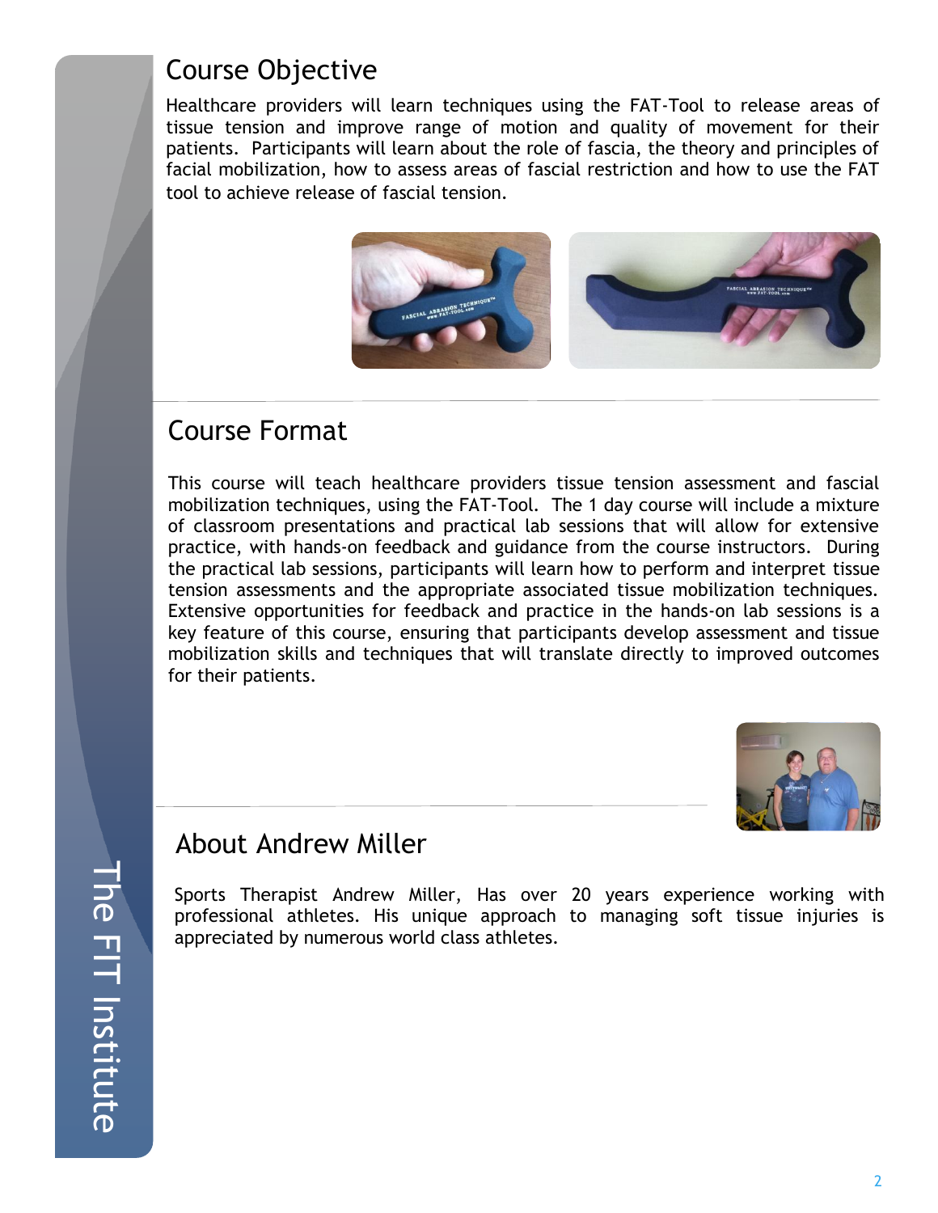## Course Objective

Healthcare providers will learn techniques using the FAT-Tool to release areas of tissue tension and improve range of motion and quality of movement for their patients. Participants will learn about the role of fascia, the theory and principles of facial mobilization, how to assess areas of fascial restriction and how to use the FAT tool to achieve release of fascial tension.

## Course Format

This course will teach healthcare providers tissue tension assessment and fascial mobilization techniques, using the FAT-Tool. The 1 day course will include a mixture of classroom presentations and practical lab sessions that will allow for extensive practice, with hands-on feedback and guidance from the course instructors. During the practical lab sessions, participants will learn how to perform and interpret tissue tension assessments and the appropriate associated tissue mobilization techniques. Extensive opportunities for feedback and practice in the hands-on lab sessions is a key feature of this course, ensuring that participants develop assessment and tissue mobilization skills and techniques that will translate directly to improved outcomes for their patients.

## About Andrew Miller

Sports Therapist Andrew Miller, Has over 20 years experience working with professional athletes. His unique approach to managing soft tissue injuries is appreciated by numerous world class athletes.

The FIT Institute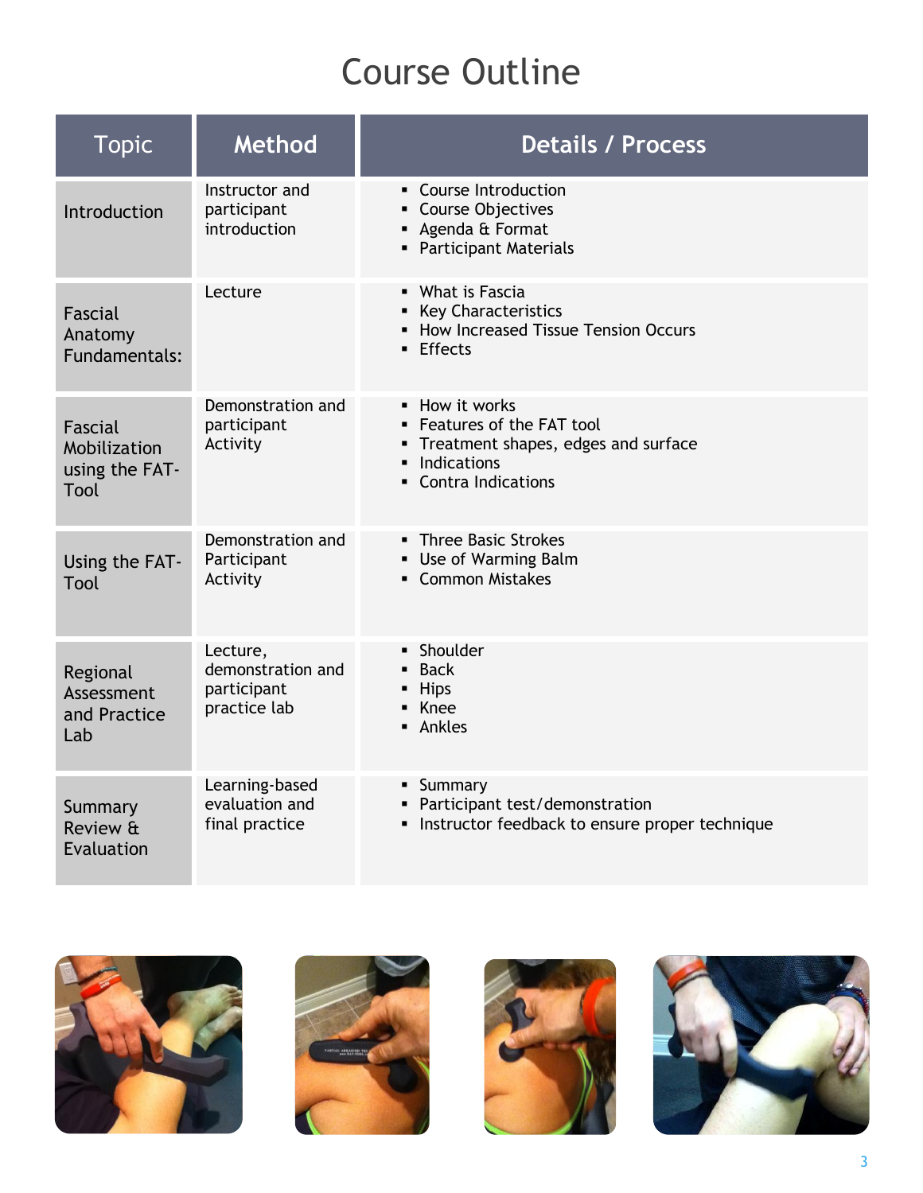# Course Outline

| Topic | Method | Details / Process |
|---|---|---|
| Introduction | Instructor and participant introduction | ▪ Course Introduction<br>▪ Course Objectives<br>▪ Agenda & Format<br>▪ Participant Materials |
| Fascial Anatomy Fundamentals: | Lecture | ▪ What is Fascia<br>▪ Key Characteristics<br>▪ How Increased Tissue Tension Occurs<br>▪ Effects |
| Fascial Mobilization using the FAT-Tool | Demonstration and participant Activity | ▪ How it works<br>▪ Features of the FAT tool<br>▪ Treatment shapes, edges and surface<br>▪ Indications<br>▪ Contra Indications |
| Using the FAT-Tool | Demonstration and Participant Activity | ▪ Three Basic Strokes<br>▪ Use of Warming Balm<br>▪ Common Mistakes |
| Regional Assessment and Practice Lab | Lecture, demonstration and participant practice lab | ▪ Shoulder<br>▪ Back<br>▪ Hips<br>▪ Knee<br>▪ Ankles |
| Summary Review & Evaluation | Learning-based evaluation and final practice | ▪ Summary<br>▪ Participant test/demonstration<br>▪ Instructor feedback to ensure proper technique |